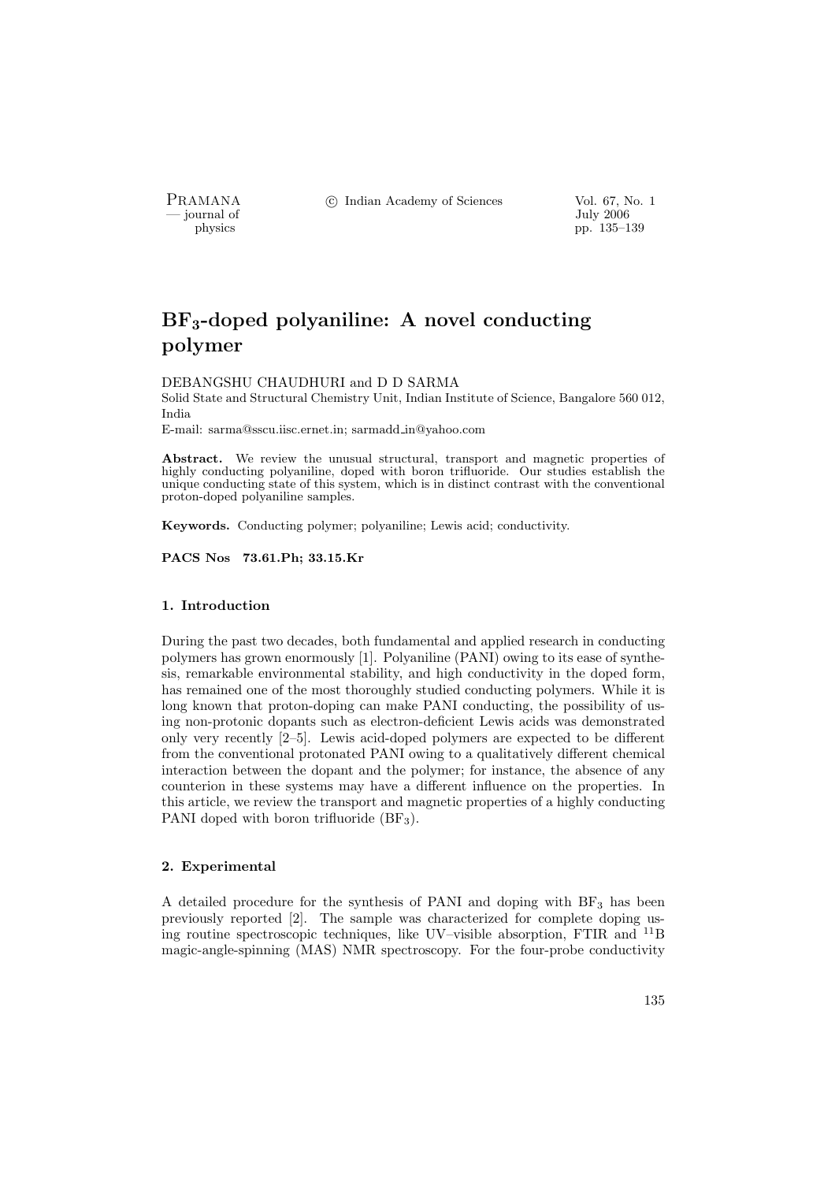# $BF_3$-doped polyaniline: A novel conducting polymer

DEBANGSHU CHAUDHURI and D D SARMA

Solid State and Structural Chemistry Unit, Indian Institute of Science, Bangalore 560 012, India

E-mail: sarma@sscu.iisc.ernet.in; sarmadd_in@yahoo.com

**Abstract.** We review the unusual structural, transport and magnetic properties of highly conducting polyaniline, doped with boron trifluoride. Our studies establish the unique conducting state of this system, which is in distinct contrast with the conventional proton-doped polyaniline samples.

**Keywords.** Conducting polymer; polyaniline; Lewis acid; conductivity.

**PACS Nos 73.61.Ph; 33.15.Kr**

## 1. Introduction

During the past two decades, both fundamental and applied research in conducting polymers has grown enormously [1]. Polyaniline (PANI) owing to its ease of synthesis, remarkable environmental stability, and high conductivity in the doped form, has remained one of the most thoroughly studied conducting polymers. While it is long known that proton-doping can make PANI conducting, the possibility of using non-protonic dopants such as electron-deficient Lewis acids was demonstrated only very recently [2–5]. Lewis acid-doped polymers are expected to be different from the conventional protonated PANI owing to a qualitatively different chemical interaction between the dopant and the polymer; for instance, the absence of any counterion in these systems may have a different influence on the properties. In this article, we review the transport and magnetic properties of a highly conducting PANI doped with boron trifluoride ($BF_3$).

## 2. Experimental

A detailed procedure for the synthesis of PANI and doping with $BF_3$ has been previously reported [2]. The sample was characterized for complete doping using routine spectroscopic techniques, like UV–visible absorption, FTIR and $^{11}B$ magic-angle-spinning (MAS) NMR spectroscopy. For the four-probe conductivity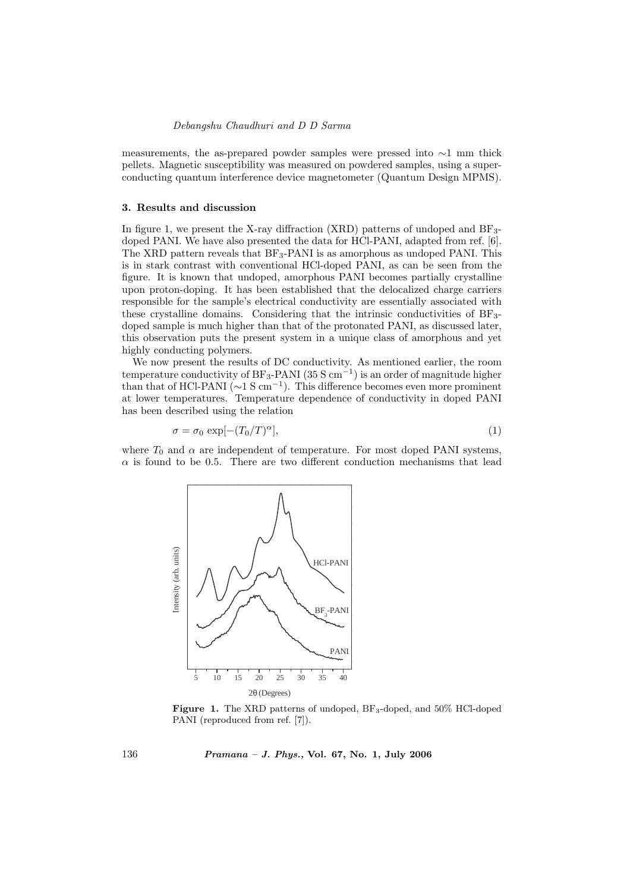measurements, the as-prepared powder samples were pressed into ∼1 mm thick pellets. Magnetic susceptibility was measured on powdered samples, using a superconducting quantum interference device magnetometer (Quantum Design MPMS).

### 3. Results and discussion

In figure 1, we present the X-ray diffraction (XRD) patterns of undoped and $BF_3$-doped PANI. We have also presented the data for HCl-PANI, adapted from ref. [6]. The XRD pattern reveals that $BF_3$-PANI is as amorphous as undoped PANI. This is in stark contrast with conventional HCl-doped PANI, as can be seen from the figure. It is known that undoped, amorphous PANI becomes partially crystalline upon proton-doping. It has been established that the delocalized charge carriers responsible for the sample's electrical conductivity are essentially associated with these crystalline domains. Considering that the intrinsic conductivities of $BF_3$-doped sample is much higher than that of the protonated PANI, as discussed later, this observation puts the present system in a unique class of amorphous and yet highly conducting polymers.

We now present the results of DC conductivity. As mentioned earlier, the room temperature conductivity of $BF_3$-PANI (35 S $cm^{-1}$) is an order of magnitude higher than that of HCl-PANI (∼1 S $cm^{-1}$). This difference becomes even more prominent at lower temperatures. Temperature dependence of conductivity in doped PANI has been described using the relation

$$\sigma = \sigma_0 \exp[-(T_0/T)^{\alpha}], \tag{1}$$

where $T_0$ and $\alpha$ are independent of temperature. For most doped PANI systems, $\alpha$ is found to be 0.5. There are two different conduction mechanisms that lead

**Figure 1.** The XRD patterns of undoped, $BF_3$-doped, and 50% HCl-doped PANI (reproduced from ref. [7]).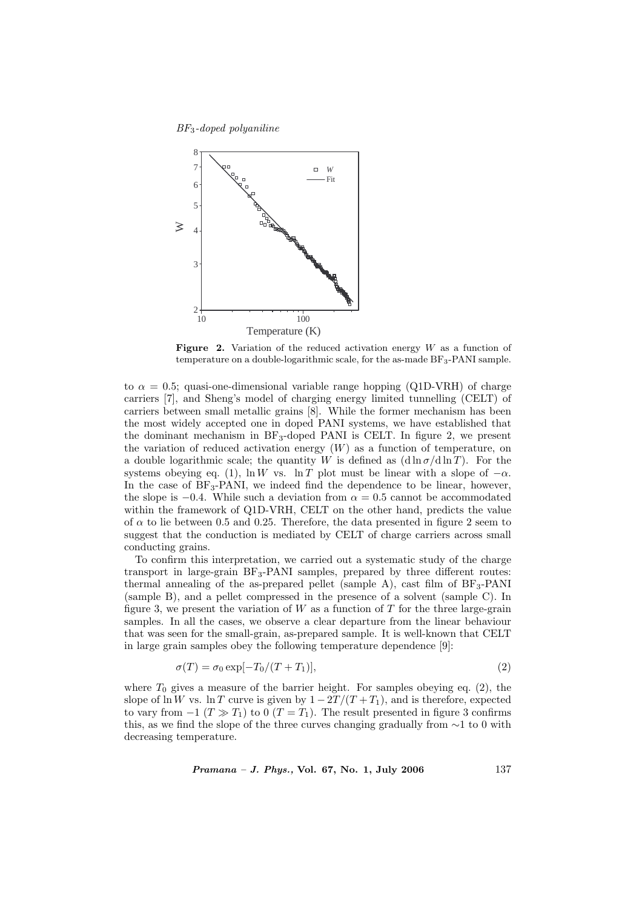**Figure 2.** Variation of the reduced activation energy $W$ as a function of temperature on a double-logarithmic scale, for the as-made $BF_3$-PANI sample.

to $\alpha = 0.5$; quasi-one-dimensional variable range hopping (Q1D-VRH) of charge carriers [7], and Sheng's model of charging energy limited tunnelling (CELT) of carriers between small metallic grains [8]. While the former mechanism has been the most widely accepted one in doped PANI systems, we have established that the dominant mechanism in $BF_3$-doped PANI is CELT. In figure 2, we present the variation of reduced activation energy ($W$) as a function of temperature, on a double logarithmic scale; the quantity $W$ is defined as $(\mathrm{d}\ln\sigma/\mathrm{d}\ln T)$. For the systems obeying eq. (1), $\ln W$ vs. $\ln T$ plot must be linear with a slope of $-\alpha$. In the case of $BF_3$-PANI, we indeed find the dependence to be linear, however, the slope is $-0.4$. While such a deviation from $\alpha = 0.5$ cannot be accommodated within the framework of Q1D-VRH, CELT on the other hand, predicts the value of $\alpha$ to lie between 0.5 and 0.25. Therefore, the data presented in figure 2 seem to suggest that the conduction is mediated by CELT of charge carriers across small conducting grains.

To confirm this interpretation, we carried out a systematic study of the charge transport in large-grain $BF_3$-PANI samples, prepared by three different routes: thermal annealing of the as-prepared pellet (sample A), cast film of $BF_3$-PANI (sample B), and a pellet compressed in the presence of a solvent (sample C). In figure 3, we present the variation of $W$ as a function of $T$ for the three large-grain samples. In all the cases, we observe a clear departure from the linear behaviour that was seen for the small-grain, as-prepared sample. It is well-known that CELT in large grain samples obey the following temperature dependence [9]:

$$\sigma(T) = \sigma_0 \exp[-T_0/(T + T_1)], \tag{2}$$

where $T_0$ gives a measure of the barrier height. For samples obeying eq. (2), the slope of $\ln W$ vs. $\ln T$ curve is given by $1 - 2T/(T + T_1)$, and is therefore, expected to vary from $-1$ ($T \gg T_1$) to 0 ($T = T_1$). The result presented in figure 3 confirms this, as we find the slope of the three curves changing gradually from $\sim$1 to 0 with decreasing temperature.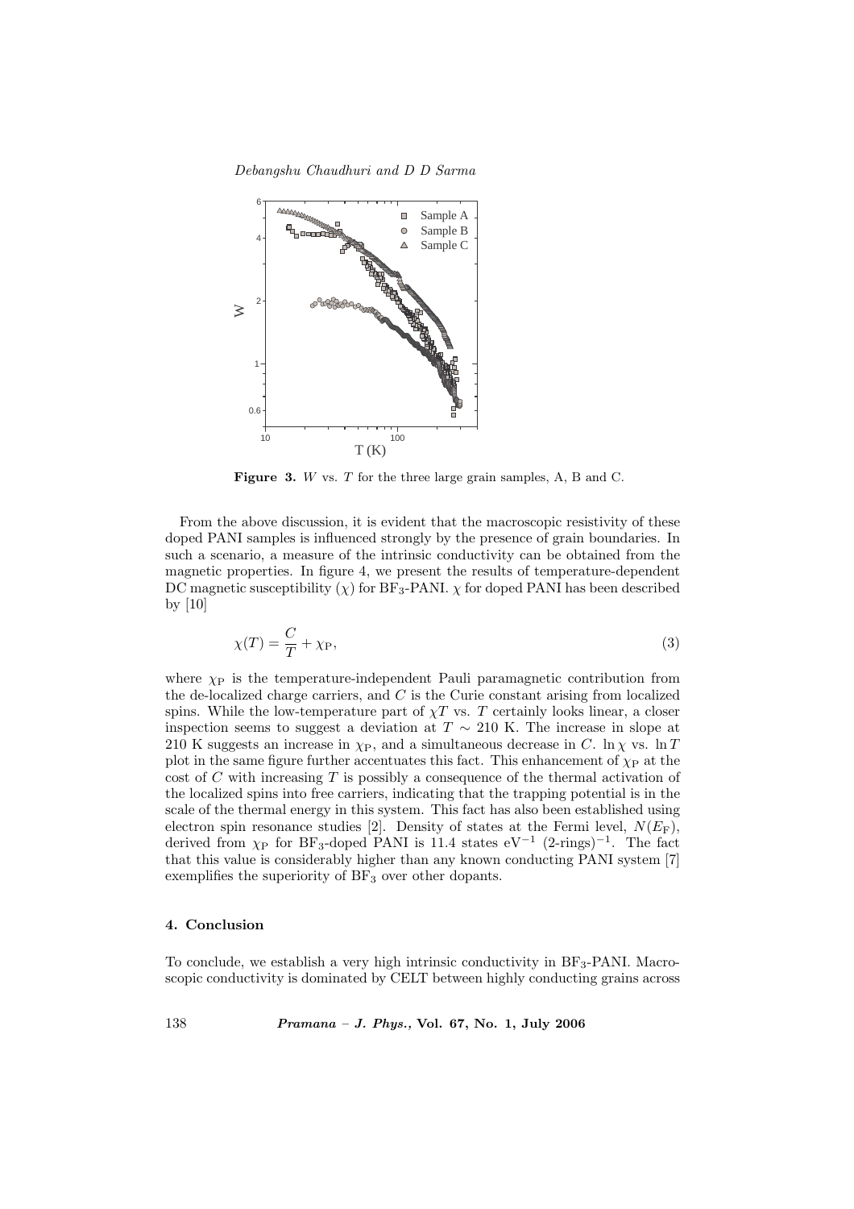**Figure 3.** $W$ vs. $T$ for the three large grain samples, A, B and C.

From the above discussion, it is evident that the macroscopic resistivity of these doped PANI samples is influenced strongly by the presence of grain boundaries. In such a scenario, a measure of the intrinsic conductivity can be obtained from the magnetic properties. In figure 4, we present the results of temperature-dependent DC magnetic susceptibility ($\chi$) for $BF_3$-PANI. $\chi$ for doped PANI has been described by [10]

$$\chi(T) = \frac{C}{T} + \chi_{\mathrm{P}}, \tag{3}$$

where $\chi_{\mathrm{P}}$ is the temperature-independent Pauli paramagnetic contribution from the de-localized charge carriers, and $C$ is the Curie constant arising from localized spins. While the low-temperature part of $\chi T$ vs. $T$ certainly looks linear, a closer inspection seems to suggest a deviation at $T \sim 210$ K. The increase in slope at 210 K suggests an increase in $\chi_{\mathrm{P}}$, and a simultaneous decrease in $C$. $\ln \chi$ vs. $\ln T$ plot in the same figure further accentuates this fact. This enhancement of $\chi_{\mathrm{P}}$ at the cost of $C$ with increasing $T$ is possibly a consequence of the thermal activation of the localized spins into free carriers, indicating that the trapping potential is in the scale of the thermal energy in this system. This fact has also been established using electron spin resonance studies [2]. Density of states at the Fermi level, $N(E_{\mathrm{F}})$, derived from $\chi_{\mathrm{P}}$ for $BF_3$-doped PANI is 11.4 states $\mathrm{eV}^{-1}$ $(2\text{-rings})^{-1}$. The fact that this value is considerably higher than any known conducting PANI system [7] exemplifies the superiority of $BF_3$ over other dopants.

## 4. Conclusion

To conclude, we establish a very high intrinsic conductivity in $BF_3$-PANI. Macroscopic conductivity is dominated by CELT between highly conducting grains across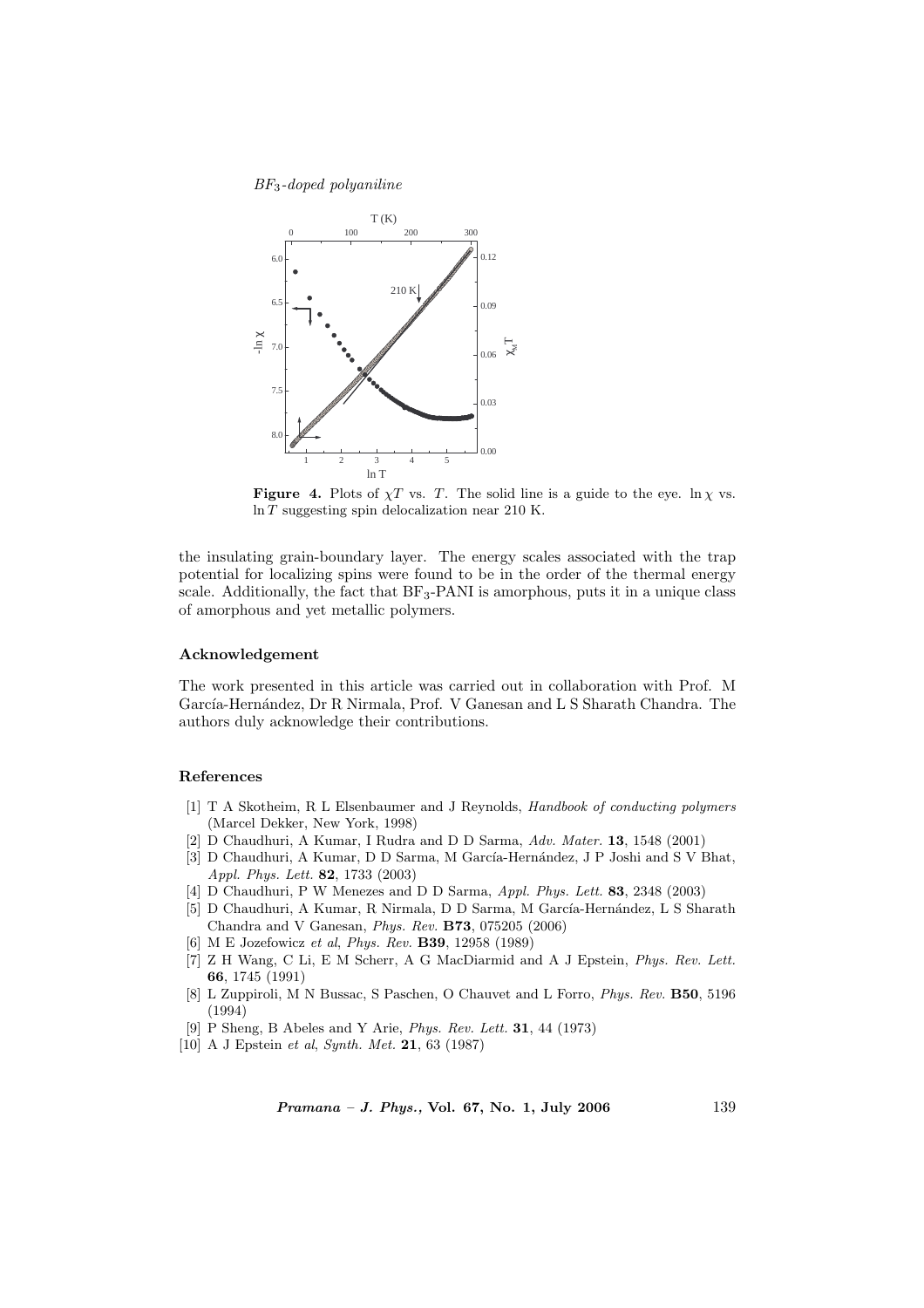T (K)

0 100 200 300

6.0 6.5 7.0 7.5 8.0

-ln χ

0.12 0.09 0.06 0.03 0.00

$\chi_M T$

210 K

1 2 3 4 5

ln T

**Figure 4.** Plots of $\chi T$ vs. $T$. The solid line is a guide to the eye. $\ln \chi$ vs. $\ln T$ suggesting spin delocalization near 210 K.

the insulating grain-boundary layer. The energy scales associated with the trap potential for localizing spins were found to be in the order of the thermal energy scale. Additionally, the fact that $BF_3$-PANI is amorphous, puts it in a unique class of amorphous and yet metallic polymers.

### Acknowledgement

The work presented in this article was carried out in collaboration with Prof. M García-Hernández, Dr R Nirmala, Prof. V Ganesan and L S Sharath Chandra. The authors duly acknowledge their contributions.

### References

[1] T A Skotheim, R L Elsenbaumer and J Reynolds, *Handbook of conducting polymers* (Marcel Dekker, New York, 1998)

[2] D Chaudhuri, A Kumar, I Rudra and D D Sarma, *Adv. Mater.* **13**, 1548 (2001)

[3] D Chaudhuri, A Kumar, D D Sarma, M García-Hernández, J P Joshi and S V Bhat, *Appl. Phys. Lett.* **82**, 1733 (2003)

[4] D Chaudhuri, P W Menezes and D D Sarma, *Appl. Phys. Lett.* **83**, 2348 (2003)

[5] D Chaudhuri, A Kumar, R Nirmala, D D Sarma, M García-Hernández, L S Sharath Chandra and V Ganesan, *Phys. Rev.* **B73**, 075205 (2006)

[6] M E Jozefowicz *et al*, *Phys. Rev.* **B39**, 12958 (1989)

[7] Z H Wang, C Li, E M Scherr, A G MacDiarmid and A J Epstein, *Phys. Rev. Lett.* **66**, 1745 (1991)

[8] L Zuppiroli, M N Bussac, S Paschen, O Chauvet and L Forro, *Phys. Rev.* **B50**, 5196 (1994)

[9] P Sheng, B Abeles and Y Arie, *Phys. Rev. Lett.* **31**, 44 (1973)

[10] A J Epstein *et al*, *Synth. Met.* **21**, 63 (1987)